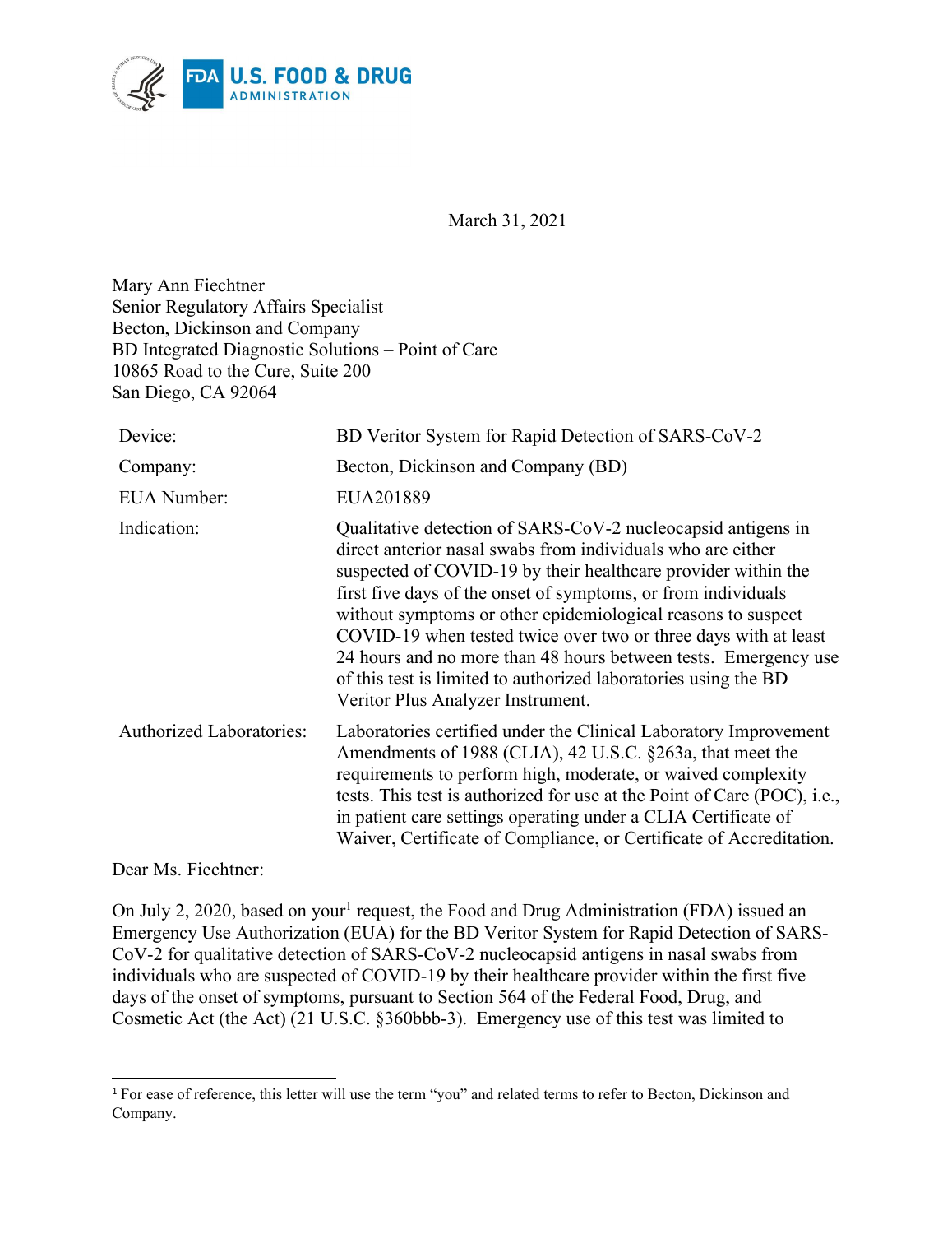March 31, 2021

Mary Ann Fiechtner
Senior Regulatory Affairs Specialist
Becton, Dickinson and Company
BD Integrated Diagnostic Solutions – Point of Care
10865 Road to the Cure, Suite 200
San Diego, CA 92064

| | |
|---|---|
| Device: | BD Veritor System for Rapid Detection of SARS-CoV-2 |
| Company: | Becton, Dickinson and Company (BD) |
| EUA Number: | EUA201889 |
| Indication: | Qualitative detection of SARS-CoV-2 nucleocapsid antigens in direct anterior nasal swabs from individuals who are either suspected of COVID-19 by their healthcare provider within the first five days of the onset of symptoms, or from individuals without symptoms or other epidemiological reasons to suspect COVID-19 when tested twice over two or three days with at least 24 hours and no more than 48 hours between tests. Emergency use of this test is limited to authorized laboratories using the BD Veritor Plus Analyzer Instrument. |
| Authorized Laboratories: | Laboratories certified under the Clinical Laboratory Improvement Amendments of 1988 (CLIA), 42 U.S.C. §263a, that meet the requirements to perform high, moderate, or waived complexity tests. This test is authorized for use at the Point of Care (POC), i.e., in patient care settings operating under a CLIA Certificate of Waiver, Certificate of Compliance, or Certificate of Accreditation. |

Dear Ms. Fiechtner:

On July 2, 2020, based on your[1] request, the Food and Drug Administration (FDA) issued an Emergency Use Authorization (EUA) for the BD Veritor System for Rapid Detection of SARS-CoV-2 for qualitative detection of SARS-CoV-2 nucleocapsid antigens in nasal swabs from individuals who are suspected of COVID-19 by their healthcare provider within the first five days of the onset of symptoms, pursuant to Section 564 of the Federal Food, Drug, and Cosmetic Act (the Act) (21 U.S.C. §360bbb-3). Emergency use of this test was limited to

[1] For ease of reference, this letter will use the term "you" and related terms to refer to Becton, Dickinson and Company.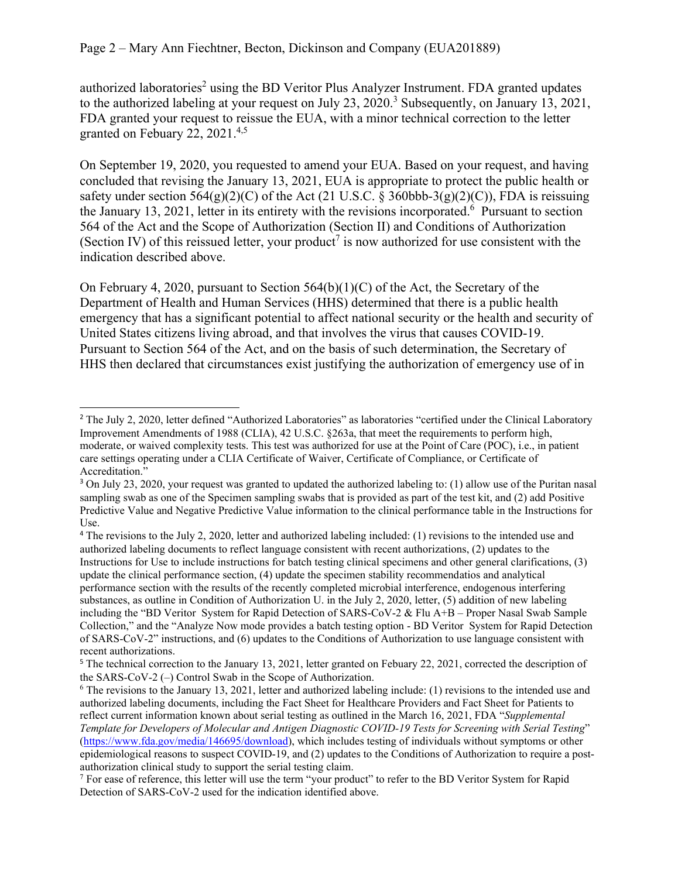authorized laboratories[2] using the BD Veritor Plus Analyzer Instrument. FDA granted updates to the authorized labeling at your request on July 23, 2020.[3] Subsequently, on January 13, 2021, FDA granted your request to reissue the EUA, with a minor technical correction to the letter granted on Febuary 22, 2021.[4,5]

On September 19, 2020, you requested to amend your EUA. Based on your request, and having concluded that revising the January 13, 2021, EUA is appropriate to protect the public health or safety under section 564(g)(2)(C) of the Act (21 U.S.C. § 360bbb-3(g)(2)(C)), FDA is reissuing the January 13, 2021, letter in its entirety with the revisions incorporated.[6] Pursuant to section 564 of the Act and the Scope of Authorization (Section II) and Conditions of Authorization (Section IV) of this reissued letter, your product[7] is now authorized for use consistent with the indication described above.

On February 4, 2020, pursuant to Section 564(b)(1)(C) of the Act, the Secretary of the Department of Health and Human Services (HHS) determined that there is a public health emergency that has a significant potential to affect national security or the health and security of United States citizens living abroad, and that involves the virus that causes COVID-19. Pursuant to Section 564 of the Act, and on the basis of such determination, the Secretary of HHS then declared that circumstances exist justifying the authorization of emergency use of in

---

[2] The July 2, 2020, letter defined "Authorized Laboratories" as laboratories "certified under the Clinical Laboratory Improvement Amendments of 1988 (CLIA), 42 U.S.C. §263a, that meet the requirements to perform high, moderate, or waived complexity tests. This test was authorized for use at the Point of Care (POC), i.e., in patient care settings operating under a CLIA Certificate of Waiver, Certificate of Compliance, or Certificate of Accreditation."

[3] On July 23, 2020, your request was granted to updated the authorized labeling to: (1) allow use of the Puritan nasal sampling swab as one of the Specimen sampling swabs that is provided as part of the test kit, and (2) add Positive Predictive Value and Negative Predictive Value information to the clinical performance table in the Instructions for Use.

[4] The revisions to the July 2, 2020, letter and authorized labeling included: (1) revisions to the intended use and authorized labeling documents to reflect language consistent with recent authorizations, (2) updates to the Instructions for Use to include instructions for batch testing clinical specimens and other general clarifications, (3) update the clinical performance section, (4) update the specimen stability recommendatios and analytical performance section with the results of the recently completed microbial interference, endogenous interfering substances, as outline in Condition of Authorization U. in the July 2, 2020, letter, (5) addition of new labeling including the "BD Veritor System for Rapid Detection of SARS-CoV-2 & Flu A+B – Proper Nasal Swab Sample Collection," and the "Analyze Now mode provides a batch testing option - BD Veritor System for Rapid Detection of SARS-CoV-2" instructions, and (6) updates to the Conditions of Authorization to use language consistent with recent authorizations.

[5] The technical correction to the January 13, 2021, letter granted on Febuary 22, 2021, corrected the description of the SARS-CoV-2 (–) Control Swab in the Scope of Authorization.

[6] The revisions to the January 13, 2021, letter and authorized labeling include: (1) revisions to the intended use and authorized labeling documents, including the Fact Sheet for Healthcare Providers and Fact Sheet for Patients to reflect current information known about serial testing as outlined in the March 16, 2021, FDA "*Supplemental Template for Developers of Molecular and Antigen Diagnostic COVID-19 Tests for Screening with Serial Testing*" (https://www.fda.gov/media/146695/download), which includes testing of individuals without symptoms or other epidemiological reasons to suspect COVID-19, and (2) updates to the Conditions of Authorization to require a post-authorization clinical study to support the serial testing claim.

[7] For ease of reference, this letter will use the term "your product" to refer to the BD Veritor System for Rapid Detection of SARS-CoV-2 used for the indication identified above.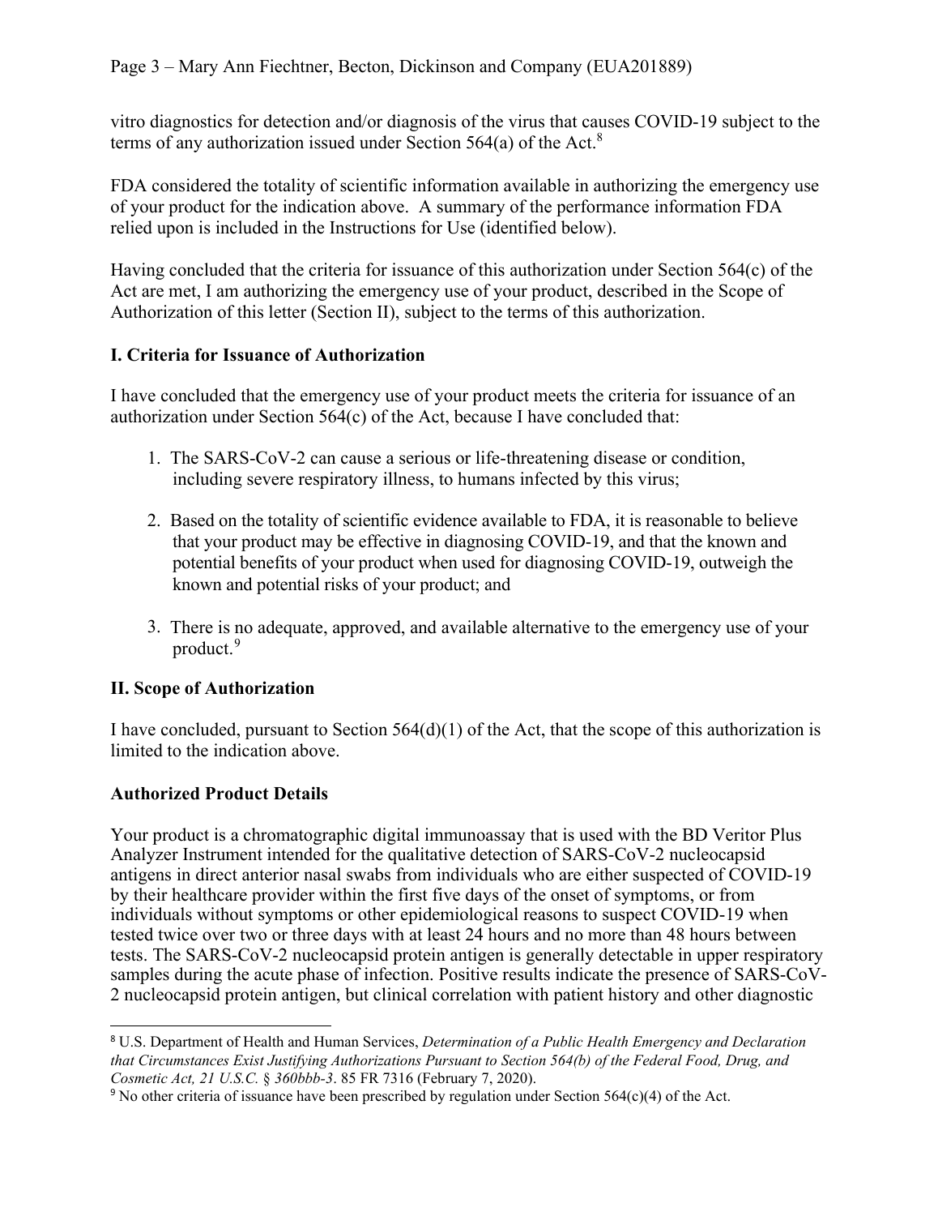vitro diagnostics for detection and/or diagnosis of the virus that causes COVID-19 subject to the terms of any authorization issued under Section 564(a) of the Act.[8]

FDA considered the totality of scientific information available in authorizing the emergency use of your product for the indication above. A summary of the performance information FDA relied upon is included in the Instructions for Use (identified below).

Having concluded that the criteria for issuance of this authorization under Section 564(c) of the Act are met, I am authorizing the emergency use of your product, described in the Scope of Authorization of this letter (Section II), subject to the terms of this authorization.

## I. Criteria for Issuance of Authorization

I have concluded that the emergency use of your product meets the criteria for issuance of an authorization under Section 564(c) of the Act, because I have concluded that:

1. The SARS-CoV-2 can cause a serious or life-threatening disease or condition, including severe respiratory illness, to humans infected by this virus;

2. Based on the totality of scientific evidence available to FDA, it is reasonable to believe that your product may be effective in diagnosing COVID-19, and that the known and potential benefits of your product when used for diagnosing COVID-19, outweigh the known and potential risks of your product; and

3. There is no adequate, approved, and available alternative to the emergency use of your product.[9]

## II. Scope of Authorization

I have concluded, pursuant to Section 564(d)(1) of the Act, that the scope of this authorization is limited to the indication above.

### Authorized Product Details

Your product is a chromatographic digital immunoassay that is used with the BD Veritor Plus Analyzer Instrument intended for the qualitative detection of SARS-CoV-2 nucleocapsid antigens in direct anterior nasal swabs from individuals who are either suspected of COVID-19 by their healthcare provider within the first five days of the onset of symptoms, or from individuals without symptoms or other epidemiological reasons to suspect COVID-19 when tested twice over two or three days with at least 24 hours and no more than 48 hours between tests. The SARS-CoV-2 nucleocapsid protein antigen is generally detectable in upper respiratory samples during the acute phase of infection. Positive results indicate the presence of SARS-CoV-2 nucleocapsid protein antigen, but clinical correlation with patient history and other diagnostic

---

[8] U.S. Department of Health and Human Services, *Determination of a Public Health Emergency and Declaration that Circumstances Exist Justifying Authorizations Pursuant to Section 564(b) of the Federal Food, Drug, and Cosmetic Act, 21 U.S.C. § 360bbb-3*. 85 FR 7316 (February 7, 2020).

[9] No other criteria of issuance have been prescribed by regulation under Section 564(c)(4) of the Act.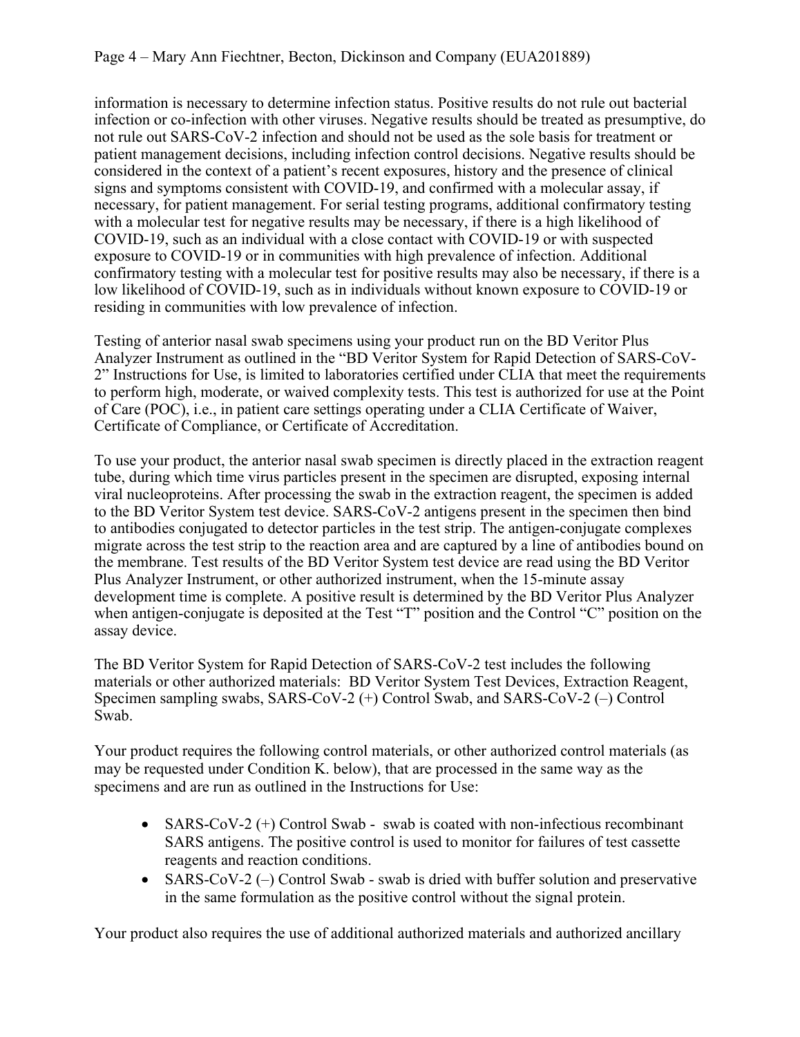information is necessary to determine infection status. Positive results do not rule out bacterial infection or co-infection with other viruses. Negative results should be treated as presumptive, do not rule out SARS-CoV-2 infection and should not be used as the sole basis for treatment or patient management decisions, including infection control decisions. Negative results should be considered in the context of a patient's recent exposures, history and the presence of clinical signs and symptoms consistent with COVID-19, and confirmed with a molecular assay, if necessary, for patient management. For serial testing programs, additional confirmatory testing with a molecular test for negative results may be necessary, if there is a high likelihood of COVID-19, such as an individual with a close contact with COVID-19 or with suspected exposure to COVID-19 or in communities with high prevalence of infection. Additional confirmatory testing with a molecular test for positive results may also be necessary, if there is a low likelihood of COVID-19, such as in individuals without known exposure to COVID-19 or residing in communities with low prevalence of infection.

Testing of anterior nasal swab specimens using your product run on the BD Veritor Plus Analyzer Instrument as outlined in the "BD Veritor System for Rapid Detection of SARS-CoV-2" Instructions for Use, is limited to laboratories certified under CLIA that meet the requirements to perform high, moderate, or waived complexity tests. This test is authorized for use at the Point of Care (POC), i.e., in patient care settings operating under a CLIA Certificate of Waiver, Certificate of Compliance, or Certificate of Accreditation.

To use your product, the anterior nasal swab specimen is directly placed in the extraction reagent tube, during which time virus particles present in the specimen are disrupted, exposing internal viral nucleoproteins. After processing the swab in the extraction reagent, the specimen is added to the BD Veritor System test device. SARS-CoV-2 antigens present in the specimen then bind to antibodies conjugated to detector particles in the test strip. The antigen-conjugate complexes migrate across the test strip to the reaction area and are captured by a line of antibodies bound on the membrane. Test results of the BD Veritor System test device are read using the BD Veritor Plus Analyzer Instrument, or other authorized instrument, when the 15-minute assay development time is complete. A positive result is determined by the BD Veritor Plus Analyzer when antigen-conjugate is deposited at the Test "T" position and the Control "C" position on the assay device.

The BD Veritor System for Rapid Detection of SARS-CoV-2 test includes the following materials or other authorized materials: BD Veritor System Test Devices, Extraction Reagent, Specimen sampling swabs, SARS-CoV-2 (+) Control Swab, and SARS-CoV-2 (–) Control Swab.

Your product requires the following control materials, or other authorized control materials (as may be requested under Condition K. below), that are processed in the same way as the specimens and are run as outlined in the Instructions for Use:

- SARS-CoV-2 (+) Control Swab - swab is coated with non-infectious recombinant SARS antigens. The positive control is used to monitor for failures of test cassette reagents and reaction conditions.
- SARS-CoV-2 (–) Control Swab - swab is dried with buffer solution and preservative in the same formulation as the positive control without the signal protein.

Your product also requires the use of additional authorized materials and authorized ancillary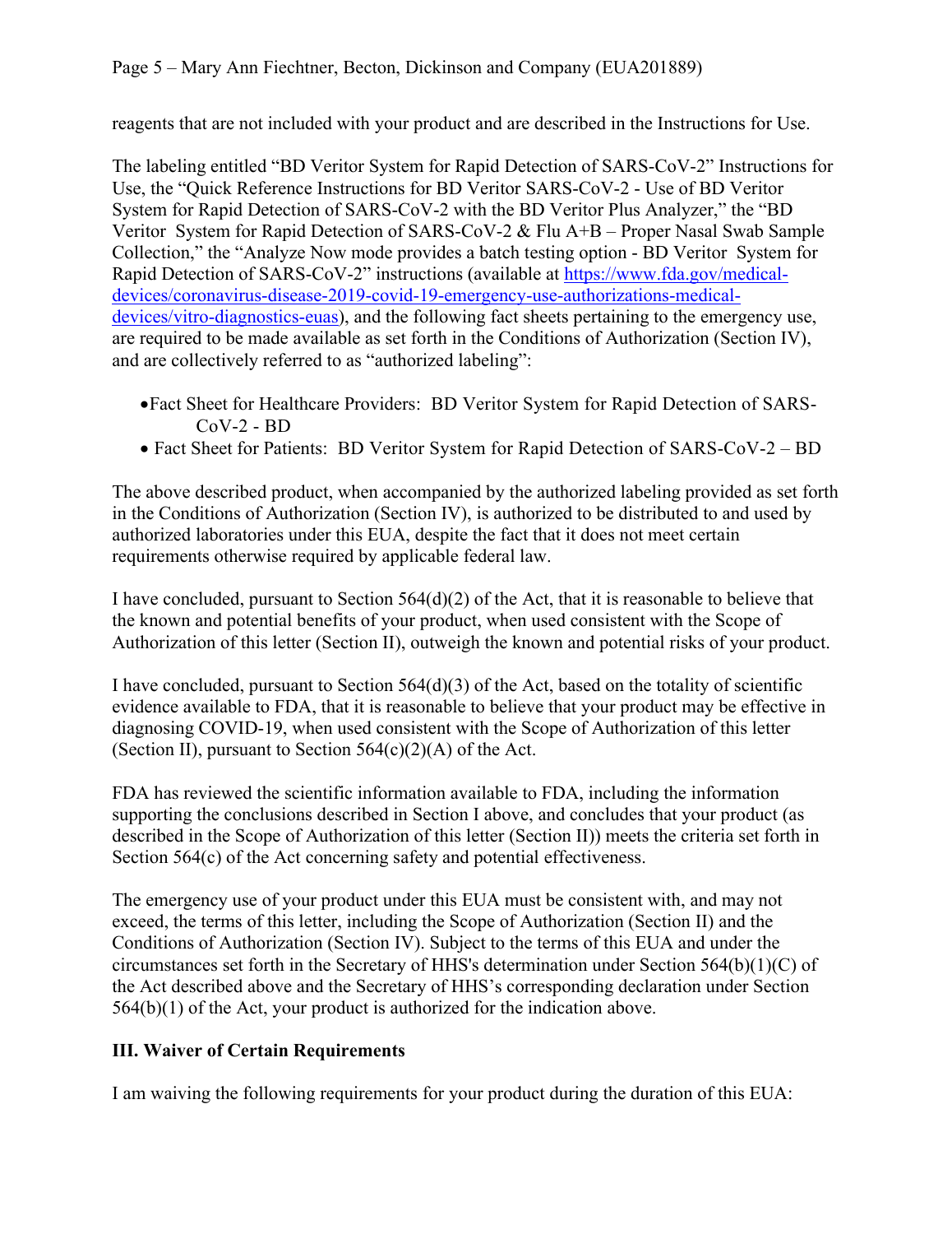reagents that are not included with your product and are described in the Instructions for Use.

The labeling entitled "BD Veritor System for Rapid Detection of SARS-CoV-2" Instructions for Use, the "Quick Reference Instructions for BD Veritor SARS-CoV-2 - Use of BD Veritor System for Rapid Detection of SARS-CoV-2 with the BD Veritor Plus Analyzer," the "BD Veritor System for Rapid Detection of SARS-CoV-2 & Flu A+B – Proper Nasal Swab Sample Collection," the "Analyze Now mode provides a batch testing option - BD Veritor System for Rapid Detection of SARS-CoV-2" instructions (available at [https://www.fda.gov/medical-devices/coronavirus-disease-2019-covid-19-emergency-use-authorizations-medical-devices/vitro-diagnostics-euas](https://www.fda.gov/medical-devices/coronavirus-disease-2019-covid-19-emergency-use-authorizations-medical-devices/vitro-diagnostics-euas)), and the following fact sheets pertaining to the emergency use, are required to be made available as set forth in the Conditions of Authorization (Section IV), and are collectively referred to as "authorized labeling":

- Fact Sheet for Healthcare Providers: BD Veritor System for Rapid Detection of SARS-CoV-2 - BD
- Fact Sheet for Patients: BD Veritor System for Rapid Detection of SARS-CoV-2 – BD

The above described product, when accompanied by the authorized labeling provided as set forth in the Conditions of Authorization (Section IV), is authorized to be distributed to and used by authorized laboratories under this EUA, despite the fact that it does not meet certain requirements otherwise required by applicable federal law.

I have concluded, pursuant to Section 564(d)(2) of the Act, that it is reasonable to believe that the known and potential benefits of your product, when used consistent with the Scope of Authorization of this letter (Section II), outweigh the known and potential risks of your product.

I have concluded, pursuant to Section 564(d)(3) of the Act, based on the totality of scientific evidence available to FDA, that it is reasonable to believe that your product may be effective in diagnosing COVID-19, when used consistent with the Scope of Authorization of this letter (Section II), pursuant to Section 564(c)(2)(A) of the Act.

FDA has reviewed the scientific information available to FDA, including the information supporting the conclusions described in Section I above, and concludes that your product (as described in the Scope of Authorization of this letter (Section II)) meets the criteria set forth in Section 564(c) of the Act concerning safety and potential effectiveness.

The emergency use of your product under this EUA must be consistent with, and may not exceed, the terms of this letter, including the Scope of Authorization (Section II) and the Conditions of Authorization (Section IV). Subject to the terms of this EUA and under the circumstances set forth in the Secretary of HHS's determination under Section 564(b)(1)(C) of the Act described above and the Secretary of HHS's corresponding declaration under Section 564(b)(1) of the Act, your product is authorized for the indication above.

## III. Waiver of Certain Requirements

I am waiving the following requirements for your product during the duration of this EUA: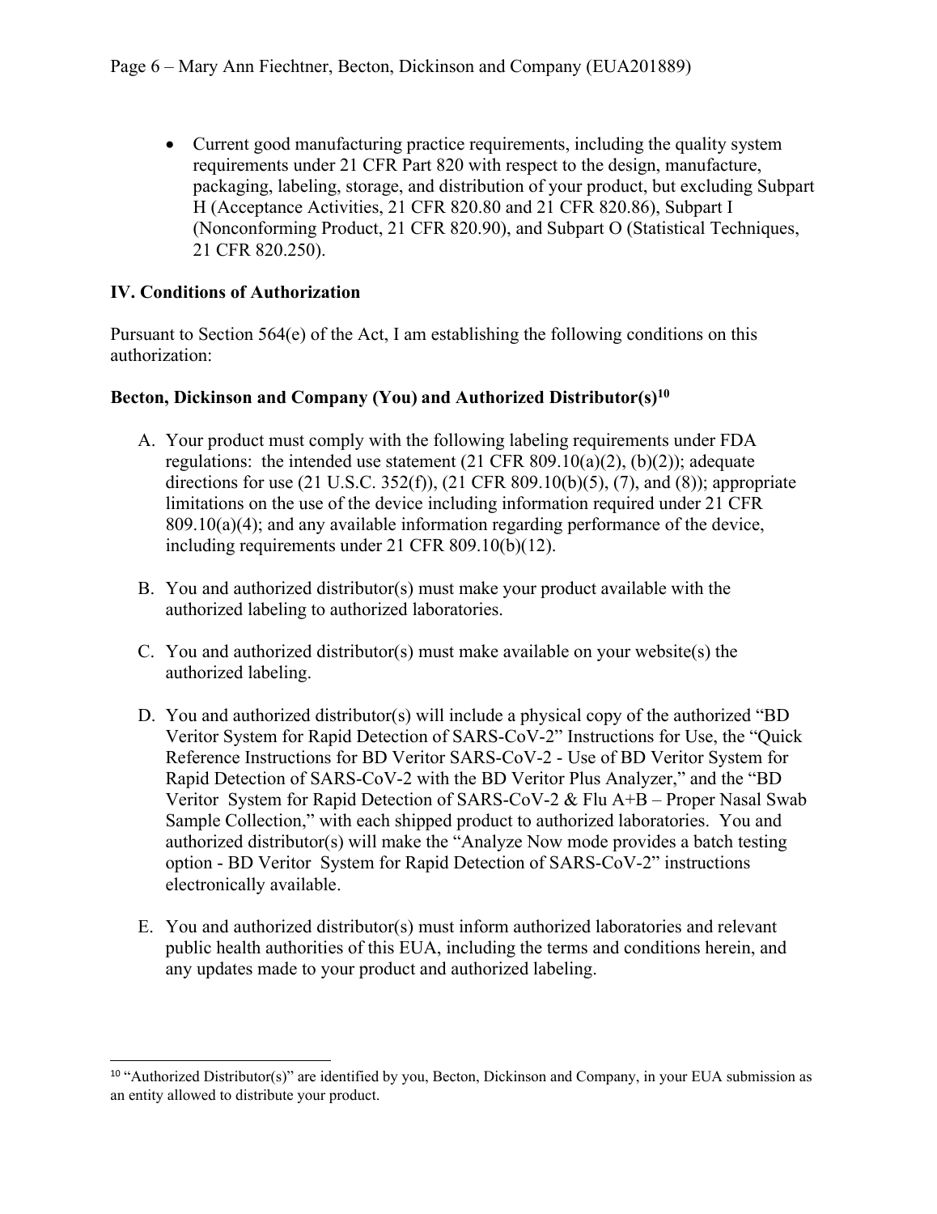- Current good manufacturing practice requirements, including the quality system requirements under 21 CFR Part 820 with respect to the design, manufacture, packaging, labeling, storage, and distribution of your product, but excluding Subpart H (Acceptance Activities, 21 CFR 820.80 and 21 CFR 820.86), Subpart I (Nonconforming Product, 21 CFR 820.90), and Subpart O (Statistical Techniques, 21 CFR 820.250).

## IV. Conditions of Authorization

Pursuant to Section 564(e) of the Act, I am establishing the following conditions on this authorization:

### Becton, Dickinson and Company (You) and Authorized Distributor(s)[10]

A. Your product must comply with the following labeling requirements under FDA regulations: the intended use statement (21 CFR 809.10(a)(2), (b)(2)); adequate directions for use (21 U.S.C. 352(f)), (21 CFR 809.10(b)(5), (7), and (8)); appropriate limitations on the use of the device including information required under 21 CFR 809.10(a)(4); and any available information regarding performance of the device, including requirements under 21 CFR 809.10(b)(12).

B. You and authorized distributor(s) must make your product available with the authorized labeling to authorized laboratories.

C. You and authorized distributor(s) must make available on your website(s) the authorized labeling.

D. You and authorized distributor(s) will include a physical copy of the authorized "BD Veritor System for Rapid Detection of SARS-CoV-2" Instructions for Use, the "Quick Reference Instructions for BD Veritor SARS-CoV-2 - Use of BD Veritor System for Rapid Detection of SARS-CoV-2 with the BD Veritor Plus Analyzer," and the "BD Veritor System for Rapid Detection of SARS-CoV-2 & Flu A+B – Proper Nasal Swab Sample Collection," with each shipped product to authorized laboratories. You and authorized distributor(s) will make the "Analyze Now mode provides a batch testing option - BD Veritor System for Rapid Detection of SARS-CoV-2" instructions electronically available.

E. You and authorized distributor(s) must inform authorized laboratories and relevant public health authorities of this EUA, including the terms and conditions herein, and any updates made to your product and authorized labeling.

---

[10] "Authorized Distributor(s)" are identified by you, Becton, Dickinson and Company, in your EUA submission as an entity allowed to distribute your product.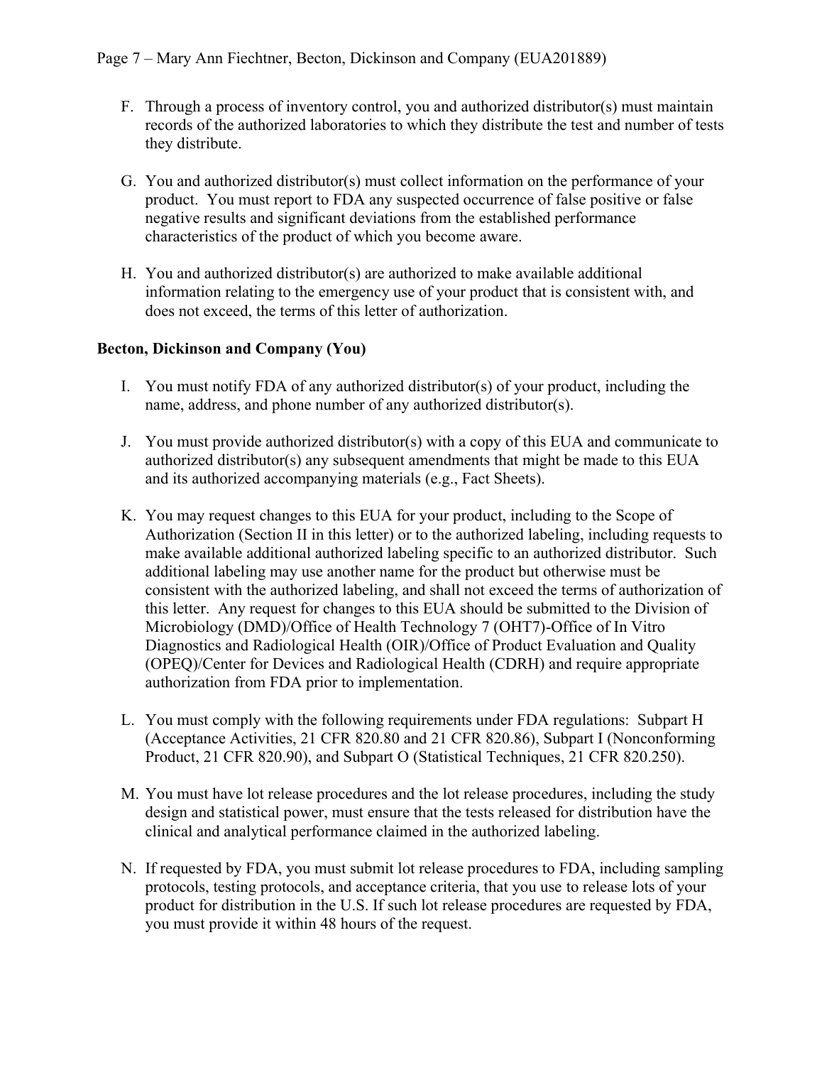F. Through a process of inventory control, you and authorized distributor(s) must maintain records of the authorized laboratories to which they distribute the test and number of tests they distribute.

G. You and authorized distributor(s) must collect information on the performance of your product. You must report to FDA any suspected occurrence of false positive or false negative results and significant deviations from the established performance characteristics of the product of which you become aware.

H. You and authorized distributor(s) are authorized to make available additional information relating to the emergency use of your product that is consistent with, and does not exceed, the terms of this letter of authorization.

**Becton, Dickinson and Company (You)**

I. You must notify FDA of any authorized distributor(s) of your product, including the name, address, and phone number of any authorized distributor(s).

J. You must provide authorized distributor(s) with a copy of this EUA and communicate to authorized distributor(s) any subsequent amendments that might be made to this EUA and its authorized accompanying materials (e.g., Fact Sheets).

K. You may request changes to this EUA for your product, including to the Scope of Authorization (Section II in this letter) or to the authorized labeling, including requests to make available additional authorized labeling specific to an authorized distributor. Such additional labeling may use another name for the product but otherwise must be consistent with the authorized labeling, and shall not exceed the terms of authorization of this letter. Any request for changes to this EUA should be submitted to the Division of Microbiology (DMD)/Office of Health Technology 7 (OHT7)-Office of In Vitro Diagnostics and Radiological Health (OIR)/Office of Product Evaluation and Quality (OPEQ)/Center for Devices and Radiological Health (CDRH) and require appropriate authorization from FDA prior to implementation.

L. You must comply with the following requirements under FDA regulations: Subpart H (Acceptance Activities, 21 CFR 820.80 and 21 CFR 820.86), Subpart I (Nonconforming Product, 21 CFR 820.90), and Subpart O (Statistical Techniques, 21 CFR 820.250).

M. You must have lot release procedures and the lot release procedures, including the study design and statistical power, must ensure that the tests released for distribution have the clinical and analytical performance claimed in the authorized labeling.

N. If requested by FDA, you must submit lot release procedures to FDA, including sampling protocols, testing protocols, and acceptance criteria, that you use to release lots of your product for distribution in the U.S. If such lot release procedures are requested by FDA, you must provide it within 48 hours of the request.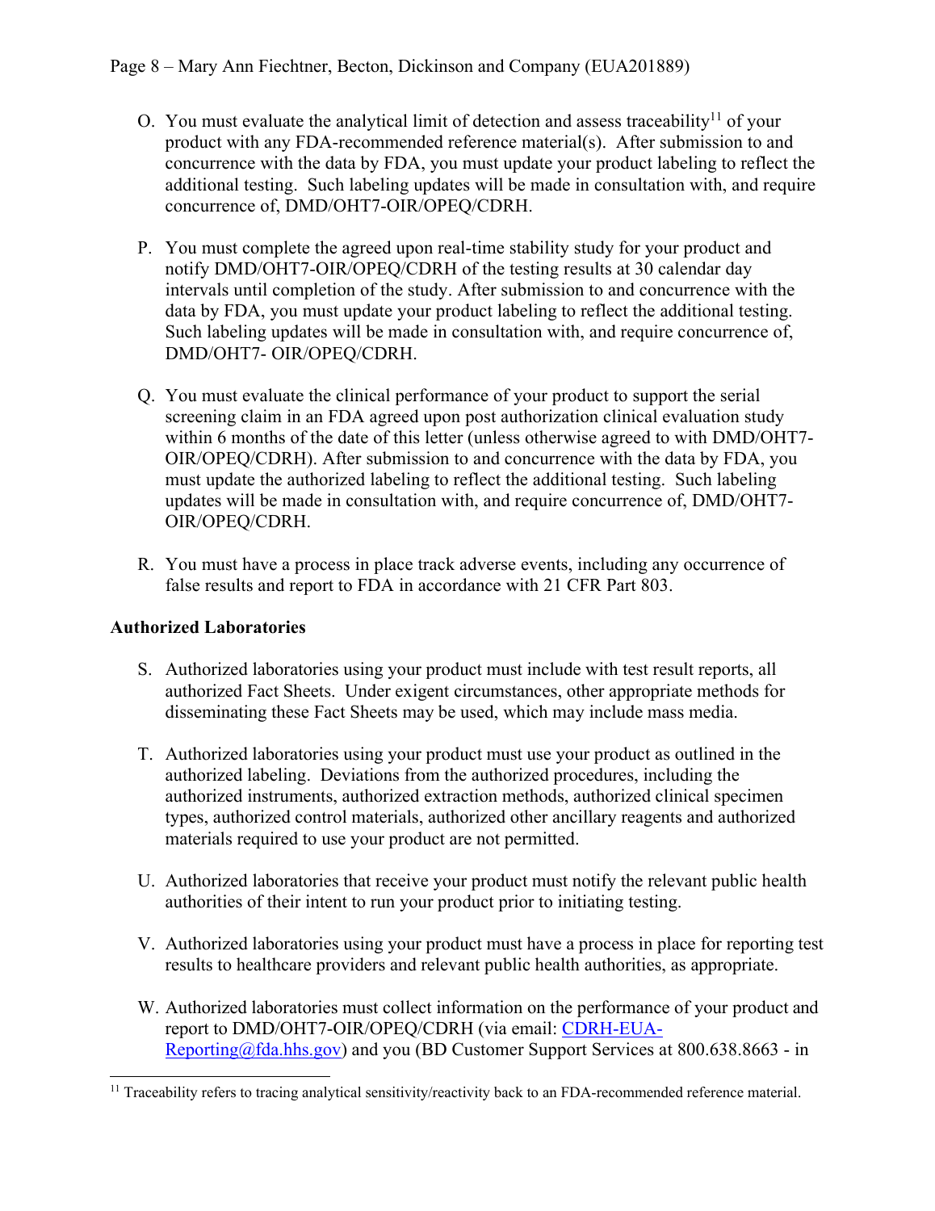O. You must evaluate the analytical limit of detection and assess traceability[11] of your product with any FDA-recommended reference material(s). After submission to and concurrence with the data by FDA, you must update your product labeling to reflect the additional testing. Such labeling updates will be made in consultation with, and require concurrence of, DMD/OHT7-OIR/OPEQ/CDRH.

P. You must complete the agreed upon real-time stability study for your product and notify DMD/OHT7-OIR/OPEQ/CDRH of the testing results at 30 calendar day intervals until completion of the study. After submission to and concurrence with the data by FDA, you must update your product labeling to reflect the additional testing. Such labeling updates will be made in consultation with, and require concurrence of, DMD/OHT7- OIR/OPEQ/CDRH.

Q. You must evaluate the clinical performance of your product to support the serial screening claim in an FDA agreed upon post authorization clinical evaluation study within 6 months of the date of this letter (unless otherwise agreed to with DMD/OHT7-OIR/OPEQ/CDRH). After submission to and concurrence with the data by FDA, you must update the authorized labeling to reflect the additional testing. Such labeling updates will be made in consultation with, and require concurrence of, DMD/OHT7-OIR/OPEQ/CDRH.

R. You must have a process in place track adverse events, including any occurrence of false results and report to FDA in accordance with 21 CFR Part 803.

**Authorized Laboratories**

S. Authorized laboratories using your product must include with test result reports, all authorized Fact Sheets. Under exigent circumstances, other appropriate methods for disseminating these Fact Sheets may be used, which may include mass media.

T. Authorized laboratories using your product must use your product as outlined in the authorized labeling. Deviations from the authorized procedures, including the authorized instruments, authorized extraction methods, authorized clinical specimen types, authorized control materials, authorized other ancillary reagents and authorized materials required to use your product are not permitted.

U. Authorized laboratories that receive your product must notify the relevant public health authorities of their intent to run your product prior to initiating testing.

V. Authorized laboratories using your product must have a process in place for reporting test results to healthcare providers and relevant public health authorities, as appropriate.

W. Authorized laboratories must collect information on the performance of your product and report to DMD/OHT7-OIR/OPEQ/CDRH (via email: CDRH-EUA-Reporting@fda.hhs.gov) and you (BD Customer Support Services at 800.638.8663 - in

---

[11] Traceability refers to tracing analytical sensitivity/reactivity back to an FDA-recommended reference material.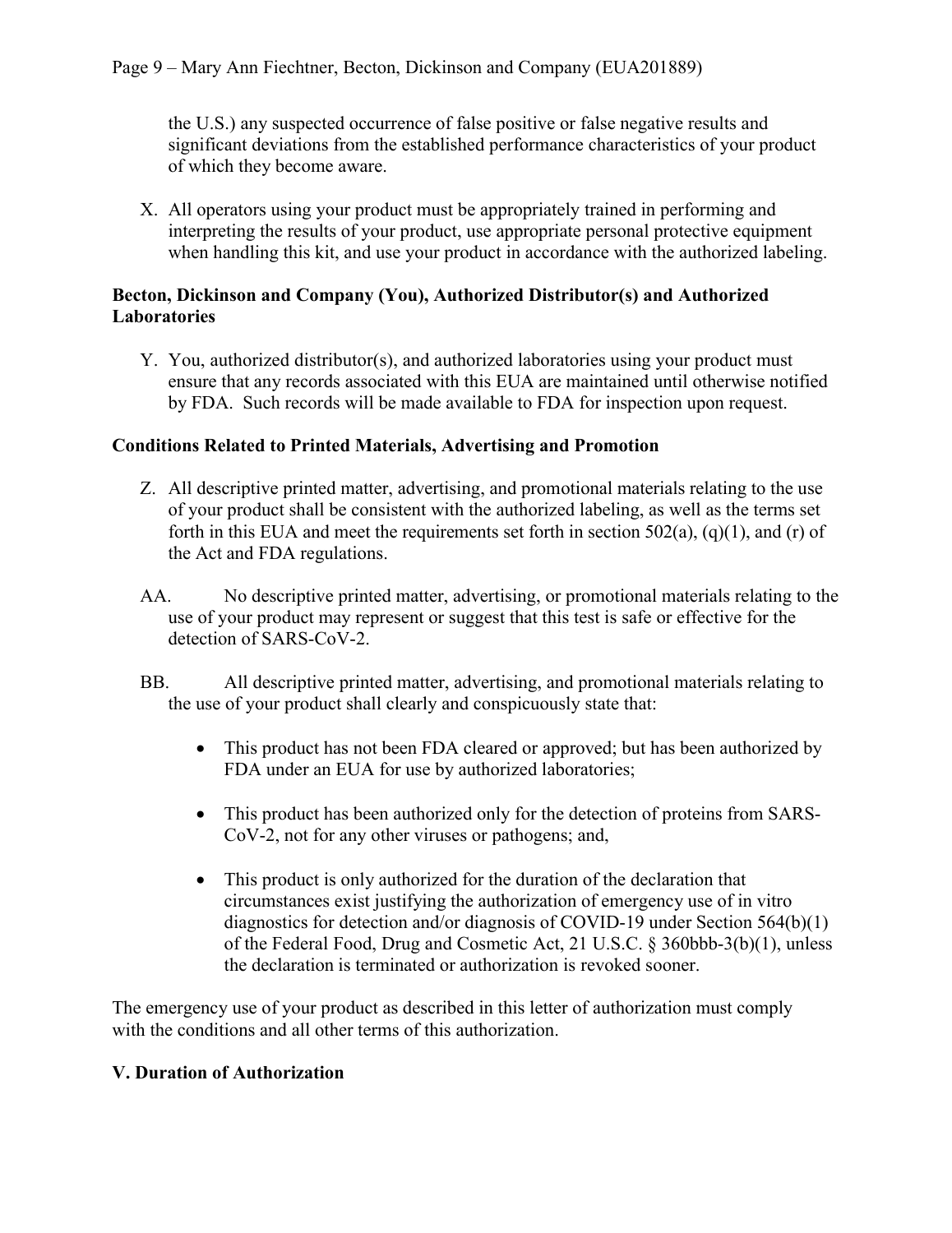the U.S.) any suspected occurrence of false positive or false negative results and significant deviations from the established performance characteristics of your product of which they become aware.

X. All operators using your product must be appropriately trained in performing and interpreting the results of your product, use appropriate personal protective equipment when handling this kit, and use your product in accordance with the authorized labeling.

**Becton, Dickinson and Company (You), Authorized Distributor(s) and Authorized Laboratories**

Y. You, authorized distributor(s), and authorized laboratories using your product must ensure that any records associated with this EUA are maintained until otherwise notified by FDA. Such records will be made available to FDA for inspection upon request.

**Conditions Related to Printed Materials, Advertising and Promotion**

Z. All descriptive printed matter, advertising, and promotional materials relating to the use of your product shall be consistent with the authorized labeling, as well as the terms set forth in this EUA and meet the requirements set forth in section 502(a), (q)(1), and (r) of the Act and FDA regulations.

AA. No descriptive printed matter, advertising, or promotional materials relating to the use of your product may represent or suggest that this test is safe or effective for the detection of SARS-CoV-2.

BB. All descriptive printed matter, advertising, and promotional materials relating to the use of your product shall clearly and conspicuously state that:

- This product has not been FDA cleared or approved; but has been authorized by FDA under an EUA for use by authorized laboratories;
- This product has been authorized only for the detection of proteins from SARS-CoV-2, not for any other viruses or pathogens; and,
- This product is only authorized for the duration of the declaration that circumstances exist justifying the authorization of emergency use of in vitro diagnostics for detection and/or diagnosis of COVID-19 under Section 564(b)(1) of the Federal Food, Drug and Cosmetic Act, 21 U.S.C. § 360bbb-3(b)(1), unless the declaration is terminated or authorization is revoked sooner.

The emergency use of your product as described in this letter of authorization must comply with the conditions and all other terms of this authorization.

## V. Duration of Authorization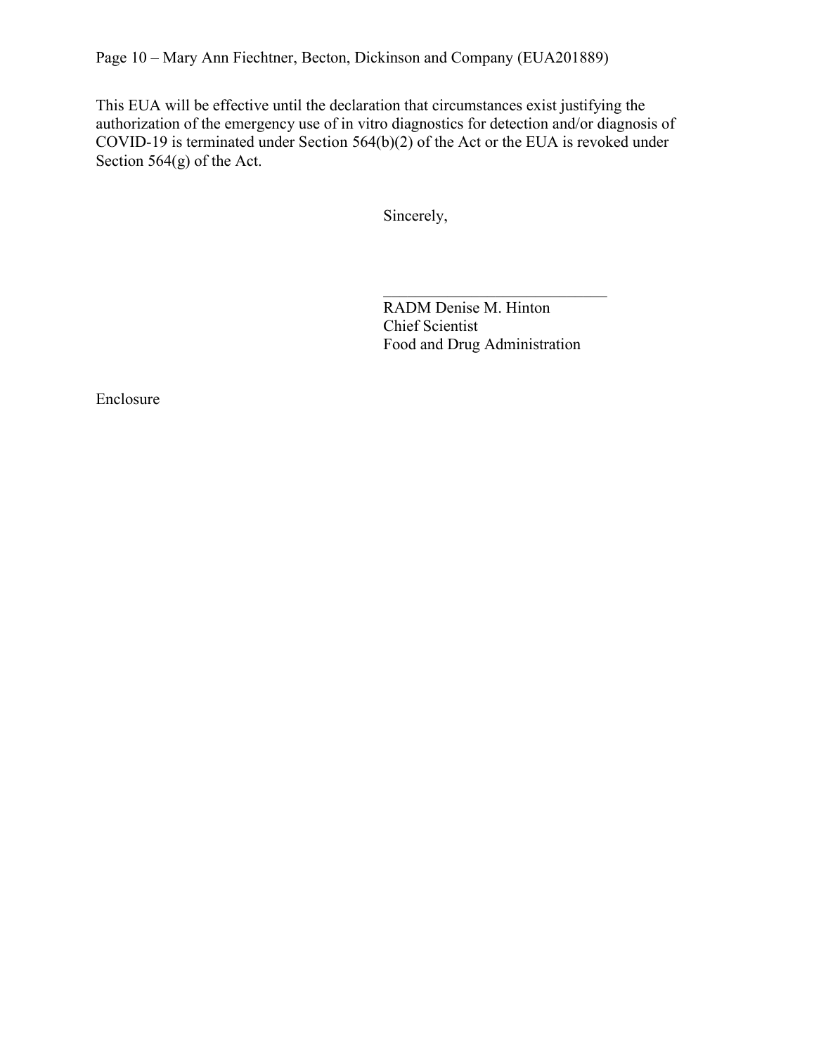This EUA will be effective until the declaration that circumstances exist justifying the authorization of the emergency use of in vitro diagnostics for detection and/or diagnosis of COVID-19 is terminated under Section 564(b)(2) of the Act or the EUA is revoked under Section 564(g) of the Act.

Sincerely,

\_\_\_\_\_\_\_\_\_\_\_\_\_\_\_\_\_\_\_\_\_\_\_\_\_\_\_\_\_\_

RADM Denise M. Hinton
Chief Scientist
Food and Drug Administration

Enclosure